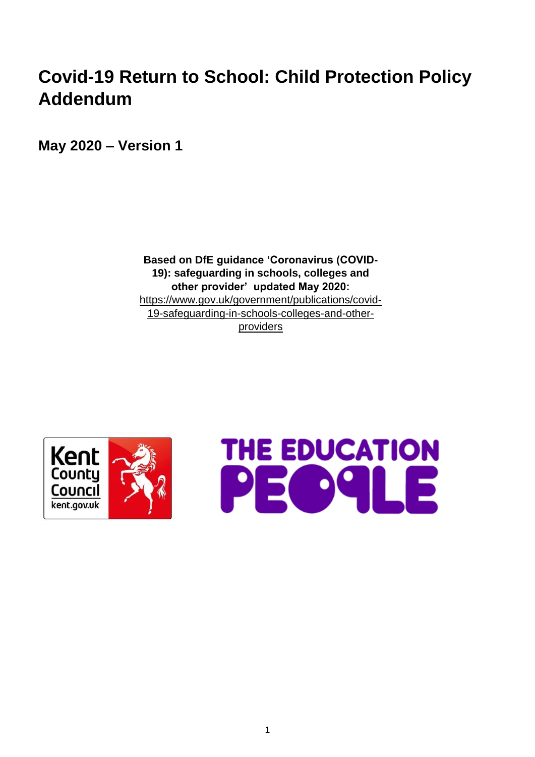# Covid-19 Return to School: Child Protection Policy Addendum

## May 2020 – Version 1

**Based on DfE guidance 'Coronavirus (COVID-19): safeguarding in schools, colleges and other provider' updated May 2020:**
https://www.gov.uk/government/publications/covid-19-safeguarding-in-schools-colleges-and-other-providers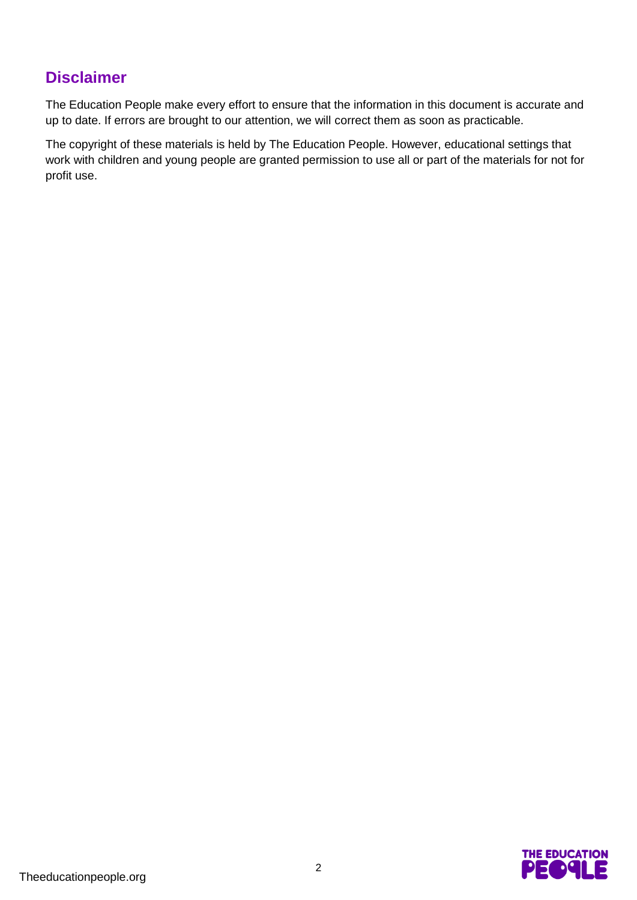## Disclaimer

The Education People make every effort to ensure that the information in this document is accurate and up to date. If errors are brought to our attention, we will correct them as soon as practicable.

The copyright of these materials is held by The Education People. However, educational settings that work with children and young people are granted permission to use all or part of the materials for not for profit use.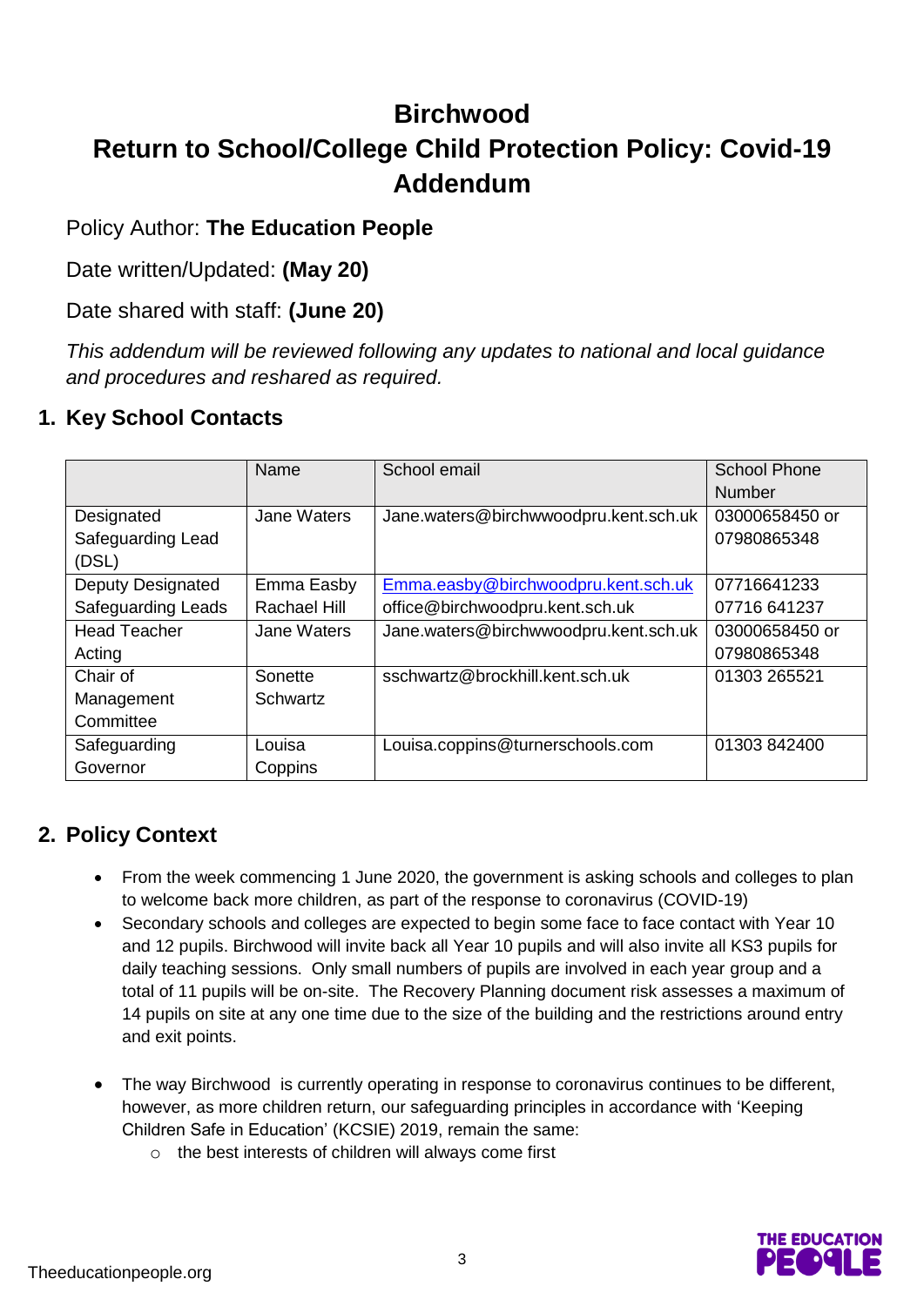# Birchwood

# Return to School/College Child Protection Policy: Covid-19 Addendum

Policy Author: **The Education People**

Date written/Updated: **(May 20)**

Date shared with staff: **(June 20)**

*This addendum will be reviewed following any updates to national and local guidance and procedures and reshared as required.*

## 1. Key School Contacts

| | Name | School email | School Phone Number |
|---|---|---|---|
| Designated Safeguarding Lead (DSL) | Jane Waters | Jane.waters@birchwwoodpru.kent.sch.uk | 03000658450 or 07980865348 |
| Deputy Designated Safeguarding Leads | Emma Easby Rachael Hill | Emma.easby@birchwoodpru.kent.sch.uk office@birchwoodpru.kent.sch.uk | 07716641233 07716 641237 |
| Head Teacher Acting | Jane Waters | Jane.waters@birchwwoodpru.kent.sch.uk | 03000658450 or 07980865348 |
| Chair of Management Committee | Sonette Schwartz | sschwartz@brockhill.kent.sch.uk | 01303 265521 |
| Safeguarding Governor | Louisa Coppins | Louisa.coppins@turnerschools.com | 01303 842400 |

## 2. Policy Context

- From the week commencing 1 June 2020, the government is asking schools and colleges to plan to welcome back more children, as part of the response to coronavirus (COVID-19)
- Secondary schools and colleges are expected to begin some face to face contact with Year 10 and 12 pupils. Birchwood will invite back all Year 10 pupils and will also invite all KS3 pupils for daily teaching sessions. Only small numbers of pupils are involved in each year group and a total of 11 pupils will be on-site. The Recovery Planning document risk assesses a maximum of 14 pupils on site at any one time due to the size of the building and the restrictions around entry and exit points.
- The way Birchwood is currently operating in response to coronavirus continues to be different, however, as more children return, our safeguarding principles in accordance with 'Keeping Children Safe in Education' (KCSIE) 2019, remain the same:
    - the best interests of children will always come first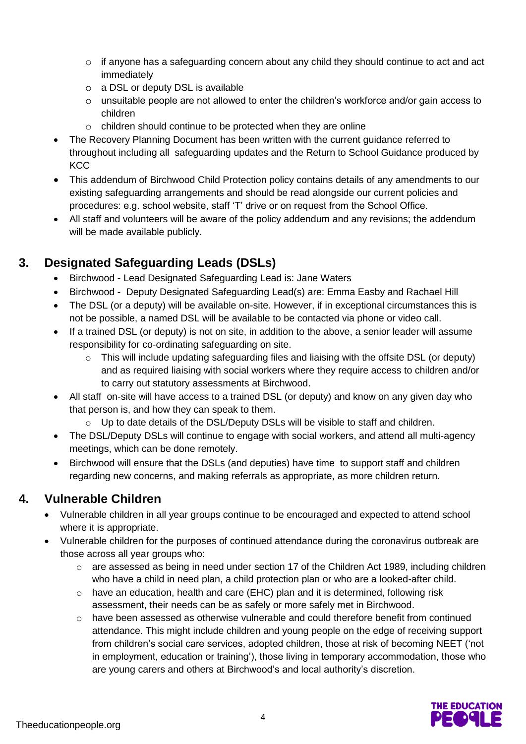- if anyone has a safeguarding concern about any child they should continue to act and act immediately
  - a DSL or deputy DSL is available
  - unsuitable people are not allowed to enter the children's workforce and/or gain access to children
  - children should continue to be protected when they are online
- The Recovery Planning Document has been written with the current guidance referred to throughout including all safeguarding updates and the Return to School Guidance produced by KCC
- This addendum of Birchwood Child Protection policy contains details of any amendments to our existing safeguarding arrangements and should be read alongside our current policies and procedures: e.g. school website, staff 'T' drive or on request from the School Office.
- All staff and volunteers will be aware of the policy addendum and any revisions; the addendum will be made available publicly.

## 3. Designated Safeguarding Leads (DSLs)

- Birchwood - Lead Designated Safeguarding Lead is: Jane Waters
- Birchwood - Deputy Designated Safeguarding Lead(s) are: Emma Easby and Rachael Hill
- The DSL (or a deputy) will be available on-site. However, if in exceptional circumstances this is not be possible, a named DSL will be available to be contacted via phone or video call.
- If a trained DSL (or deputy) is not on site, in addition to the above, a senior leader will assume responsibility for co-ordinating safeguarding on site.
  - This will include updating safeguarding files and liaising with the offsite DSL (or deputy) and as required liaising with social workers where they require access to children and/or to carry out statutory assessments at Birchwood.
- All staff on-site will have access to a trained DSL (or deputy) and know on any given day who that person is, and how they can speak to them.
  - Up to date details of the DSL/Deputy DSLs will be visible to staff and children.
- The DSL/Deputy DSLs will continue to engage with social workers, and attend all multi-agency meetings, which can be done remotely.
- Birchwood will ensure that the DSLs (and deputies) have time to support staff and children regarding new concerns, and making referrals as appropriate, as more children return.

## 4. Vulnerable Children

- Vulnerable children in all year groups continue to be encouraged and expected to attend school where it is appropriate.
- Vulnerable children for the purposes of continued attendance during the coronavirus outbreak are those across all year groups who:
  - are assessed as being in need under section 17 of the Children Act 1989, including children who have a child in need plan, a child protection plan or who are a looked-after child.
  - have an education, health and care (EHC) plan and it is determined, following risk assessment, their needs can be as safely or more safely met in Birchwood.
  - have been assessed as otherwise vulnerable and could therefore benefit from continued attendance. This might include children and young people on the edge of receiving support from children's social care services, adopted children, those at risk of becoming NEET ('not in employment, education or training'), those living in temporary accommodation, those who are young carers and others at Birchwood's and local authority's discretion.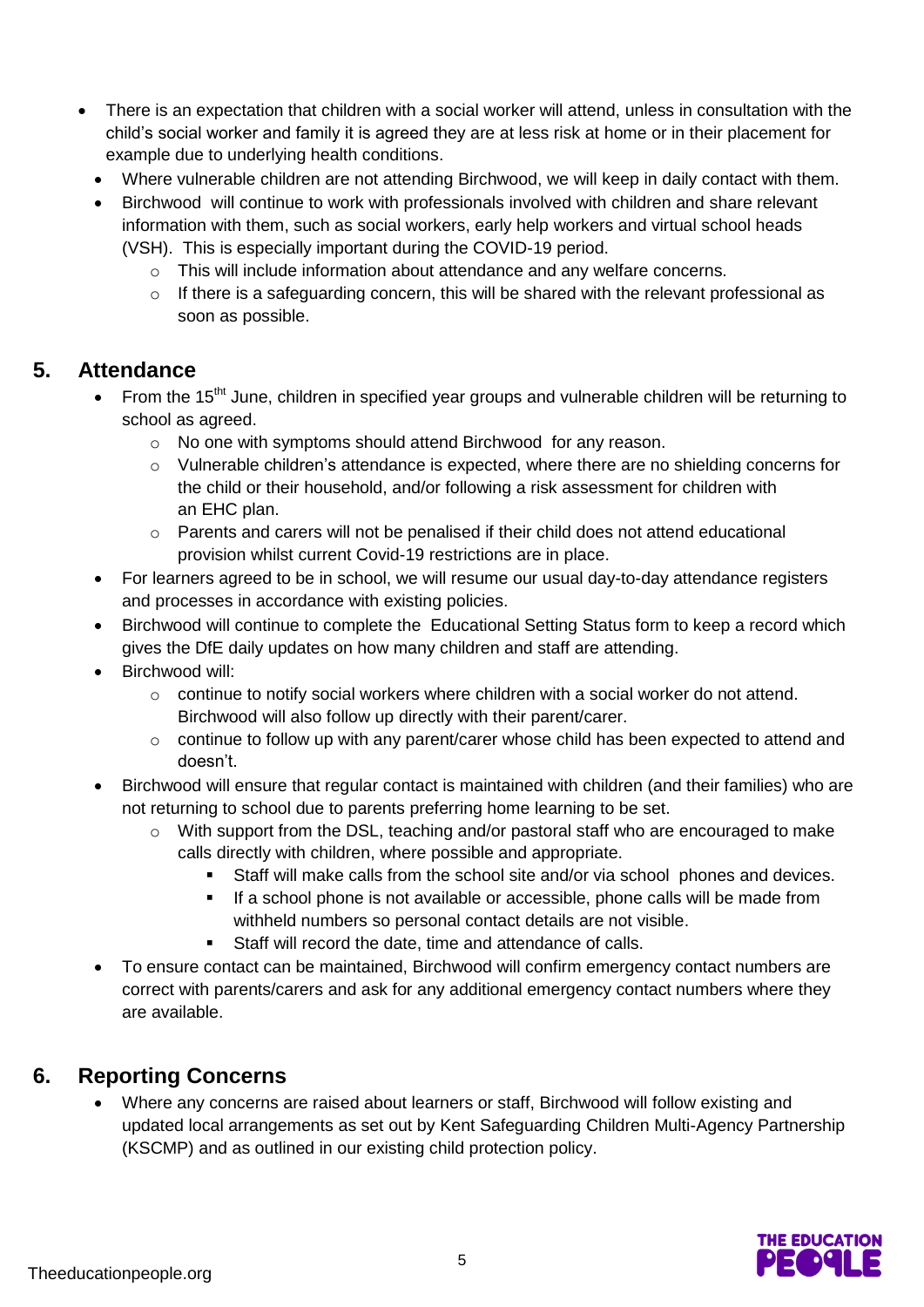- There is an expectation that children with a social worker will attend, unless in consultation with the child's social worker and family it is agreed they are at less risk at home or in their placement for example due to underlying health conditions.
  - Where vulnerable children are not attending Birchwood, we will keep in daily contact with them.
  - Birchwood will continue to work with professionals involved with children and share relevant information with them, such as social workers, early help workers and virtual school heads (VSH). This is especially important during the COVID-19 period.
    - This will include information about attendance and any welfare concerns.
    - If there is a safeguarding concern, this will be shared with the relevant professional as soon as possible.

## 5. Attendance

- From the 15[tht] June, children in specified year groups and vulnerable children will be returning to school as agreed.
  - No one with symptoms should attend Birchwood for any reason.
  - Vulnerable children's attendance is expected, where there are no shielding concerns for the child or their household, and/or following a risk assessment for children with an EHC plan.
  - Parents and carers will not be penalised if their child does not attend educational provision whilst current Covid-19 restrictions are in place.
- For learners agreed to be in school, we will resume our usual day-to-day attendance registers and processes in accordance with existing policies.
- Birchwood will continue to complete the Educational Setting Status form to keep a record which gives the DfE daily updates on how many children and staff are attending.
- Birchwood will:
  - continue to notify social workers where children with a social worker do not attend. Birchwood will also follow up directly with their parent/carer.
  - continue to follow up with any parent/carer whose child has been expected to attend and doesn't.
- Birchwood will ensure that regular contact is maintained with children (and their families) who are not returning to school due to parents preferring home learning to be set.
  - With support from the DSL, teaching and/or pastoral staff who are encouraged to make calls directly with children, where possible and appropriate.
    - Staff will make calls from the school site and/or via school phones and devices.
    - If a school phone is not available or accessible, phone calls will be made from withheld numbers so personal contact details are not visible.
    - Staff will record the date, time and attendance of calls.
- To ensure contact can be maintained, Birchwood will confirm emergency contact numbers are correct with parents/carers and ask for any additional emergency contact numbers where they are available.

## 6. Reporting Concerns

- Where any concerns are raised about learners or staff, Birchwood will follow existing and updated local arrangements as set out by Kent Safeguarding Children Multi-Agency Partnership (KSCMP) and as outlined in our existing child protection policy.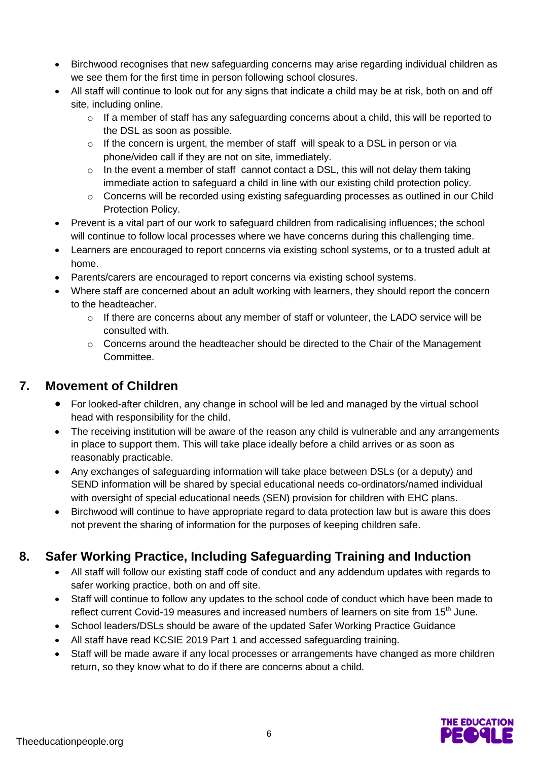- Birchwood recognises that new safeguarding concerns may arise regarding individual children as we see them for the first time in person following school closures.
- All staff will continue to look out for any signs that indicate a child may be at risk, both on and off site, including online.
  - If a member of staff has any safeguarding concerns about a child, this will be reported to the DSL as soon as possible.
  - If the concern is urgent, the member of staff will speak to a DSL in person or via phone/video call if they are not on site, immediately.
  - In the event a member of staff cannot contact a DSL, this will not delay them taking immediate action to safeguard a child in line with our existing child protection policy.
  - Concerns will be recorded using existing safeguarding processes as outlined in our Child Protection Policy.
- Prevent is a vital part of our work to safeguard children from radicalising influences; the school will continue to follow local processes where we have concerns during this challenging time.
- Learners are encouraged to report concerns via existing school systems, or to a trusted adult at home.
- Parents/carers are encouraged to report concerns via existing school systems.
- Where staff are concerned about an adult working with learners, they should report the concern to the headteacher.
  - If there are concerns about any member of staff or volunteer, the LADO service will be consulted with.
  - Concerns around the headteacher should be directed to the Chair of the Management Committee.

## 7. Movement of Children

- For looked-after children, any change in school will be led and managed by the virtual school head with responsibility for the child.
- The receiving institution will be aware of the reason any child is vulnerable and any arrangements in place to support them. This will take place ideally before a child arrives or as soon as reasonably practicable.
- Any exchanges of safeguarding information will take place between DSLs (or a deputy) and SEND information will be shared by special educational needs co-ordinators/named individual with oversight of special educational needs (SEN) provision for children with EHC plans.
- Birchwood will continue to have appropriate regard to data protection law but is aware this does not prevent the sharing of information for the purposes of keeping children safe.

## 8. Safer Working Practice, Including Safeguarding Training and Induction

- All staff will follow our existing staff code of conduct and any addendum updates with regards to safer working practice, both on and off site.
- Staff will continue to follow any updates to the school code of conduct which have been made to reflect current Covid-19 measures and increased numbers of learners on site from 15th June.
- School leaders/DSLs should be aware of the updated Safer Working Practice Guidance
- All staff have read KCSIE 2019 Part 1 and accessed safeguarding training.
- Staff will be made aware if any local processes or arrangements have changed as more children return, so they know what to do if there are concerns about a child.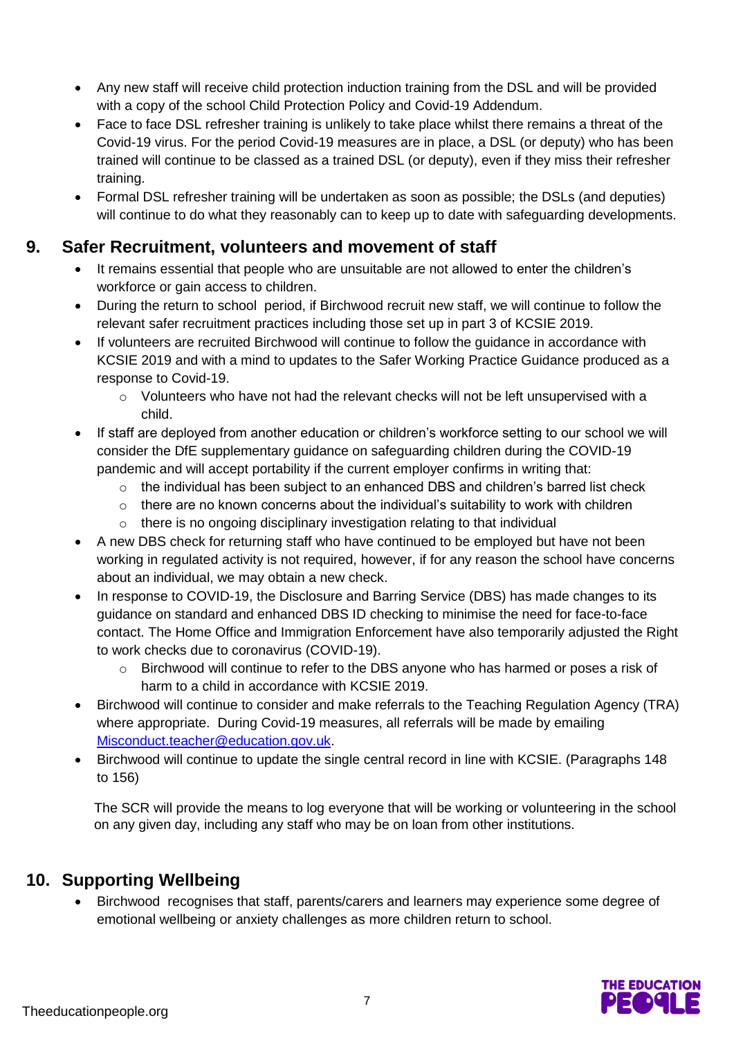- Any new staff will receive child protection induction training from the DSL and will be provided with a copy of the school Child Protection Policy and Covid-19 Addendum.
- Face to face DSL refresher training is unlikely to take place whilst there remains a threat of the Covid-19 virus. For the period Covid-19 measures are in place, a DSL (or deputy) who has been trained will continue to be classed as a trained DSL (or deputy), even if they miss their refresher training.
- Formal DSL refresher training will be undertaken as soon as possible; the DSLs (and deputies) will continue to do what they reasonably can to keep up to date with safeguarding developments.

## 9. Safer Recruitment, volunteers and movement of staff

- It remains essential that people who are unsuitable are not allowed to enter the children's workforce or gain access to children.
- During the return to school period, if Birchwood recruit new staff, we will continue to follow the relevant safer recruitment practices including those set up in part 3 of KCSIE 2019.
- If volunteers are recruited Birchwood will continue to follow the guidance in accordance with KCSIE 2019 and with a mind to updates to the Safer Working Practice Guidance produced as a response to Covid-19.
  - Volunteers who have not had the relevant checks will not be left unsupervised with a child.
- If staff are deployed from another education or children's workforce setting to our school we will consider the DfE supplementary guidance on safeguarding children during the COVID-19 pandemic and will accept portability if the current employer confirms in writing that:
  - the individual has been subject to an enhanced DBS and children's barred list check
  - there are no known concerns about the individual's suitability to work with children
  - there is no ongoing disciplinary investigation relating to that individual
- A new DBS check for returning staff who have continued to be employed but have not been working in regulated activity is not required, however, if for any reason the school have concerns about an individual, we may obtain a new check.
- In response to COVID-19, the Disclosure and Barring Service (DBS) has made changes to its guidance on standard and enhanced DBS ID checking to minimise the need for face-to-face contact. The Home Office and Immigration Enforcement have also temporarily adjusted the Right to work checks due to coronavirus (COVID-19).
  - Birchwood will continue to refer to the DBS anyone who has harmed or poses a risk of harm to a child in accordance with KCSIE 2019.
- Birchwood will continue to consider and make referrals to the Teaching Regulation Agency (TRA) where appropriate. During Covid-19 measures, all referrals will be made by emailing [Misconduct.teacher@education.gov.uk](mailto:Misconduct.teacher@education.gov.uk).
- Birchwood will continue to update the single central record in line with KCSIE. (Paragraphs 148 to 156)

The SCR will provide the means to log everyone that will be working or volunteering in the school on any given day, including any staff who may be on loan from other institutions.

## 10. Supporting Wellbeing

- Birchwood recognises that staff, parents/carers and learners may experience some degree of emotional wellbeing or anxiety challenges as more children return to school.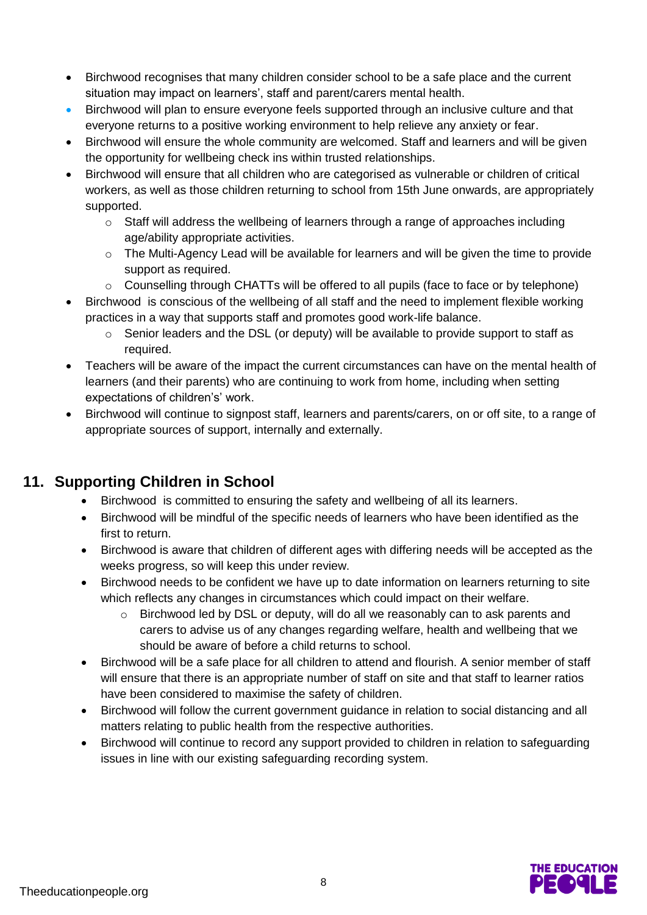- Birchwood recognises that many children consider school to be a safe place and the current situation may impact on learners', staff and parent/carers mental health.
- Birchwood will plan to ensure everyone feels supported through an inclusive culture and that everyone returns to a positive working environment to help relieve any anxiety or fear.
- Birchwood will ensure the whole community are welcomed. Staff and learners and will be given the opportunity for wellbeing check ins within trusted relationships.
- Birchwood will ensure that all children who are categorised as vulnerable or children of critical workers, as well as those children returning to school from 15th June onwards, are appropriately supported.
    - Staff will address the wellbeing of learners through a range of approaches including age/ability appropriate activities.
    - The Multi-Agency Lead will be available for learners and will be given the time to provide support as required.
    - Counselling through CHATTs will be offered to all pupils (face to face or by telephone)
- Birchwood is conscious of the wellbeing of all staff and the need to implement flexible working practices in a way that supports staff and promotes good work-life balance.
    - Senior leaders and the DSL (or deputy) will be available to provide support to staff as required.
- Teachers will be aware of the impact the current circumstances can have on the mental health of learners (and their parents) who are continuing to work from home, including when setting expectations of children's' work.
- Birchwood will continue to signpost staff, learners and parents/carers, on or off site, to a range of appropriate sources of support, internally and externally.

## 11. Supporting Children in School

- Birchwood is committed to ensuring the safety and wellbeing of all its learners.
- Birchwood will be mindful of the specific needs of learners who have been identified as the first to return.
- Birchwood is aware that children of different ages with differing needs will be accepted as the weeks progress, so will keep this under review.
- Birchwood needs to be confident we have up to date information on learners returning to site which reflects any changes in circumstances which could impact on their welfare.
    - Birchwood led by DSL or deputy, will do all we reasonably can to ask parents and carers to advise us of any changes regarding welfare, health and wellbeing that we should be aware of before a child returns to school.
- Birchwood will be a safe place for all children to attend and flourish. A senior member of staff will ensure that there is an appropriate number of staff on site and that staff to learner ratios have been considered to maximise the safety of children.
- Birchwood will follow the current government guidance in relation to social distancing and all matters relating to public health from the respective authorities.
- Birchwood will continue to record any support provided to children in relation to safeguarding issues in line with our existing safeguarding recording system.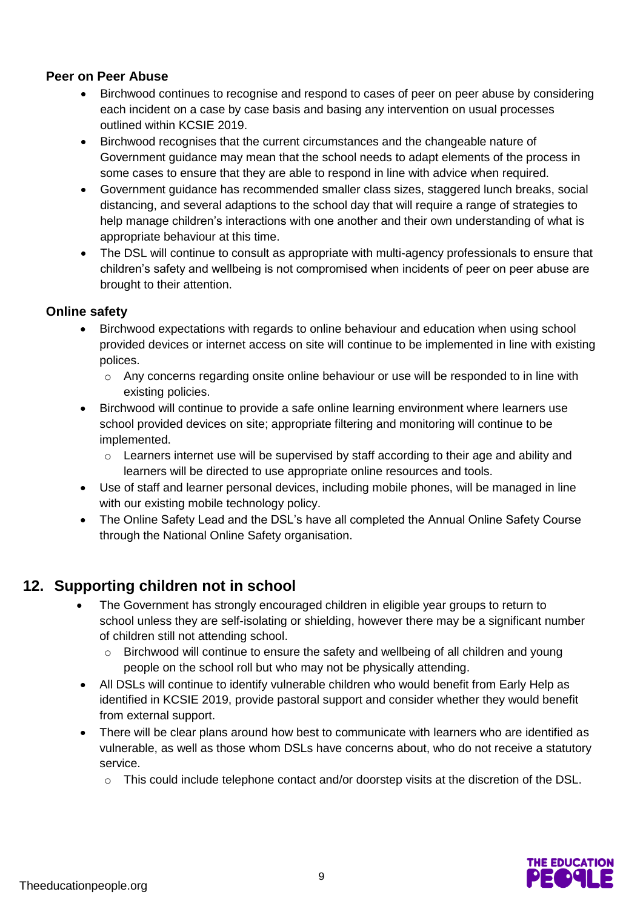### Peer on Peer Abuse

- Birchwood continues to recognise and respond to cases of peer on peer abuse by considering each incident on a case by case basis and basing any intervention on usual processes outlined within KCSIE 2019.
- Birchwood recognises that the current circumstances and the changeable nature of Government guidance may mean that the school needs to adapt elements of the process in some cases to ensure that they are able to respond in line with advice when required.
- Government guidance has recommended smaller class sizes, staggered lunch breaks, social distancing, and several adaptions to the school day that will require a range of strategies to help manage children's interactions with one another and their own understanding of what is appropriate behaviour at this time.
- The DSL will continue to consult as appropriate with multi-agency professionals to ensure that children's safety and wellbeing is not compromised when incidents of peer on peer abuse are brought to their attention.

### Online safety

- Birchwood expectations with regards to online behaviour and education when using school provided devices or internet access on site will continue to be implemented in line with existing polices.
  - Any concerns regarding onsite online behaviour or use will be responded to in line with existing policies.
- Birchwood will continue to provide a safe online learning environment where learners use school provided devices on site; appropriate filtering and monitoring will continue to be implemented.
  - Learners internet use will be supervised by staff according to their age and ability and learners will be directed to use appropriate online resources and tools.
- Use of staff and learner personal devices, including mobile phones, will be managed in line with our existing mobile technology policy.
- The Online Safety Lead and the DSL's have all completed the Annual Online Safety Course through the National Online Safety organisation.

## 12. Supporting children not in school

- The Government has strongly encouraged children in eligible year groups to return to school unless they are self-isolating or shielding, however there may be a significant number of children still not attending school.
  - Birchwood will continue to ensure the safety and wellbeing of all children and young people on the school roll but who may not be physically attending.
- All DSLs will continue to identify vulnerable children who would benefit from Early Help as identified in KCSIE 2019, provide pastoral support and consider whether they would benefit from external support.
- There will be clear plans around how best to communicate with learners who are identified as vulnerable, as well as those whom DSLs have concerns about, who do not receive a statutory service.
  - This could include telephone contact and/or doorstep visits at the discretion of the DSL.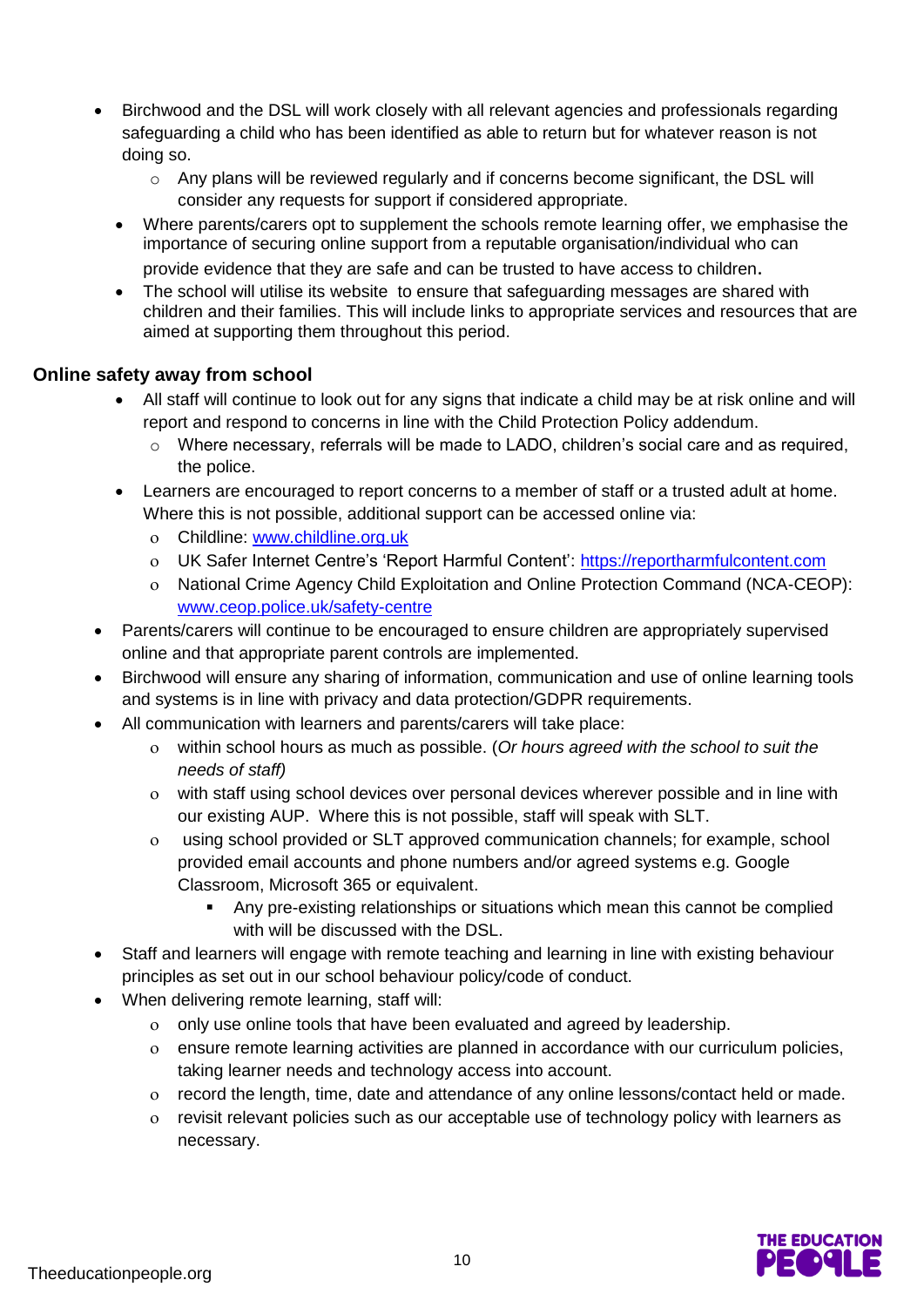- Birchwood and the DSL will work closely with all relevant agencies and professionals regarding safeguarding a child who has been identified as able to return but for whatever reason is not doing so.
    - Any plans will be reviewed regularly and if concerns become significant, the DSL will consider any requests for support if considered appropriate.
- Where parents/carers opt to supplement the schools remote learning offer, we emphasise the importance of securing online support from a reputable organisation/individual who can provide evidence that they are safe and can be trusted to have access to children.
- The school will utilise its website to ensure that safeguarding messages are shared with children and their families. This will include links to appropriate services and resources that are aimed at supporting them throughout this period.

### Online safety away from school

- All staff will continue to look out for any signs that indicate a child may be at risk online and will report and respond to concerns in line with the Child Protection Policy addendum.
    - Where necessary, referrals will be made to LADO, children's social care and as required, the police.
- Learners are encouraged to report concerns to a member of staff or a trusted adult at home. Where this is not possible, additional support can be accessed online via:
    - Childline: [www.childline.org.uk](http://www.childline.org.uk)
    - UK Safer Internet Centre's 'Report Harmful Content': [https://reportharmfulcontent.com](https://reportharmfulcontent.com)
    - National Crime Agency Child Exploitation and Online Protection Command (NCA-CEOP): [www.ceop.police.uk/safety-centre](http://www.ceop.police.uk/safety-centre)
- Parents/carers will continue to be encouraged to ensure children are appropriately supervised online and that appropriate parent controls are implemented.
- Birchwood will ensure any sharing of information, communication and use of online learning tools and systems is in line with privacy and data protection/GDPR requirements.
- All communication with learners and parents/carers will take place:
    - within school hours as much as possible. (*Or hours agreed with the school to suit the needs of staff)*
    - with staff using school devices over personal devices wherever possible and in line with our existing AUP. Where this is not possible, staff will speak with SLT.
    - using school provided or SLT approved communication channels; for example, school provided email accounts and phone numbers and/or agreed systems e.g. Google Classroom, Microsoft 365 or equivalent.
        - Any pre-existing relationships or situations which mean this cannot be complied with will be discussed with the DSL.
- Staff and learners will engage with remote teaching and learning in line with existing behaviour principles as set out in our school behaviour policy/code of conduct.
- When delivering remote learning, staff will:
    - only use online tools that have been evaluated and agreed by leadership.
    - ensure remote learning activities are planned in accordance with our curriculum policies, taking learner needs and technology access into account.
    - record the length, time, date and attendance of any online lessons/contact held or made.
    - revisit relevant policies such as our acceptable use of technology policy with learners as necessary.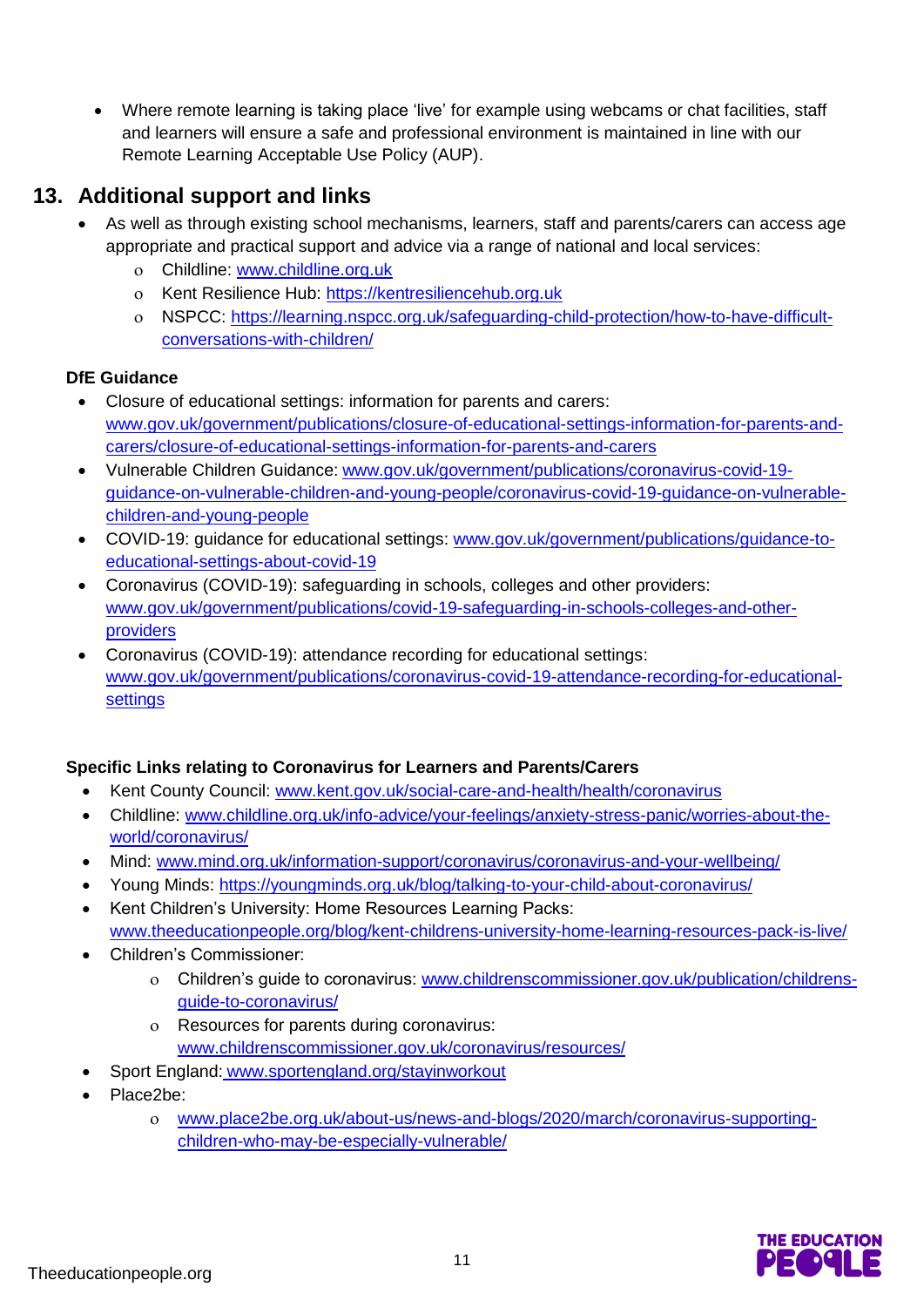- Where remote learning is taking place 'live' for example using webcams or chat facilities, staff and learners will ensure a safe and professional environment is maintained in line with our Remote Learning Acceptable Use Policy (AUP).

## 13. Additional support and links

- As well as through existing school mechanisms, learners, staff and parents/carers can access age appropriate and practical support and advice via a range of national and local services:
  - Childline: www.childline.org.uk
  - Kent Resilience Hub: https://kentresiliencehub.org.uk
  - NSPCC: https://learning.nspcc.org.uk/safeguarding-child-protection/how-to-have-difficult-conversations-with-children/

**DfE Guidance**

- Closure of educational settings: information for parents and carers: www.gov.uk/government/publications/closure-of-educational-settings-information-for-parents-and-carers/closure-of-educational-settings-information-for-parents-and-carers
- Vulnerable Children Guidance: www.gov.uk/government/publications/coronavirus-covid-19-guidance-on-vulnerable-children-and-young-people/coronavirus-covid-19-guidance-on-vulnerable-children-and-young-people
- COVID-19: guidance for educational settings: www.gov.uk/government/publications/guidance-to-educational-settings-about-covid-19
- Coronavirus (COVID-19): safeguarding in schools, colleges and other providers: www.gov.uk/government/publications/covid-19-safeguarding-in-schools-colleges-and-other-providers
- Coronavirus (COVID-19): attendance recording for educational settings: www.gov.uk/government/publications/coronavirus-covid-19-attendance-recording-for-educational-settings

**Specific Links relating to Coronavirus for Learners and Parents/Carers**

- Kent County Council: www.kent.gov.uk/social-care-and-health/health/coronavirus
- Childline: www.childline.org.uk/info-advice/your-feelings/anxiety-stress-panic/worries-about-the-world/coronavirus/
- Mind: www.mind.org.uk/information-support/coronavirus/coronavirus-and-your-wellbeing/
- Young Minds: https://youngminds.org.uk/blog/talking-to-your-child-about-coronavirus/
- Kent Children's University: Home Resources Learning Packs: www.theeducationpeople.org/blog/kent-childrens-university-home-learning-resources-pack-is-live/
- Children's Commissioner:
  - Children's guide to coronavirus: www.childrenscommissioner.gov.uk/publication/childrens-guide-to-coronavirus/
  - Resources for parents during coronavirus: www.childrenscommissioner.gov.uk/coronavirus/resources/
- Sport England: www.sportengland.org/stayinworkout
- Place2be:
  - www.place2be.org.uk/about-us/news-and-blogs/2020/march/coronavirus-supporting-children-who-may-be-especially-vulnerable/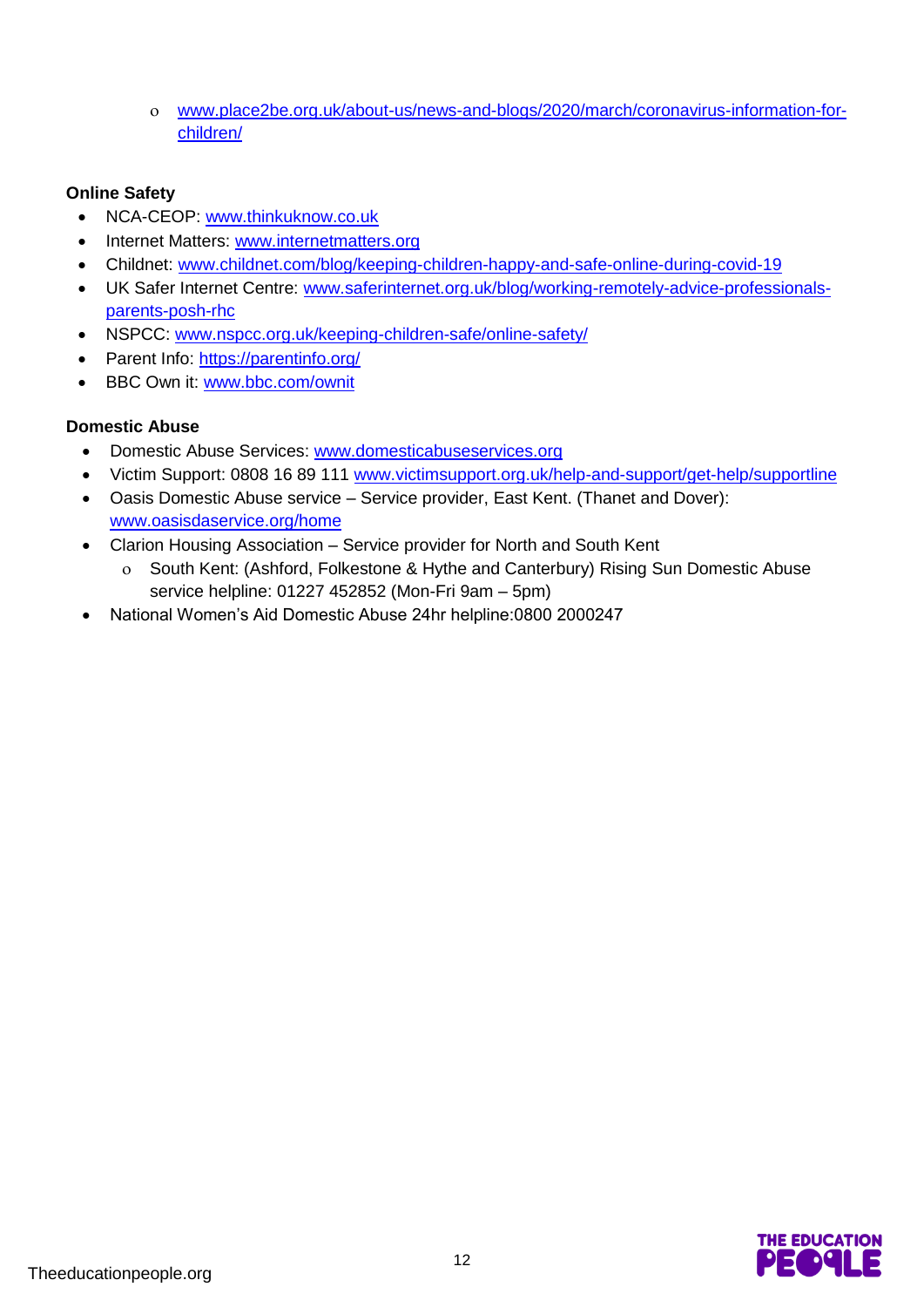- www.place2be.org.uk/about-us/news-and-blogs/2020/march/coronavirus-information-for-children/

**Online Safety**

- NCA-CEOP: www.thinkuknow.co.uk
- Internet Matters: www.internetmatters.org
- Childnet: www.childnet.com/blog/keeping-children-happy-and-safe-online-during-covid-19
- UK Safer Internet Centre: www.saferinternet.org.uk/blog/working-remotely-advice-professionals-parents-posh-rhc
- NSPCC: www.nspcc.org.uk/keeping-children-safe/online-safety/
- Parent Info: https://parentinfo.org/
- BBC Own it: www.bbc.com/ownit

**Domestic Abuse**

- Domestic Abuse Services: www.domesticabuseservices.org
- Victim Support: 0808 16 89 111 www.victimsupport.org.uk/help-and-support/get-help/supportline
- Oasis Domestic Abuse service – Service provider, East Kent. (Thanet and Dover): www.oasisdaservice.org/home
- Clarion Housing Association – Service provider for North and South Kent
  - South Kent: (Ashford, Folkestone & Hythe and Canterbury) Rising Sun Domestic Abuse service helpline: 01227 452852 (Mon-Fri 9am – 5pm)
- National Women's Aid Domestic Abuse 24hr helpline:0800 2000247